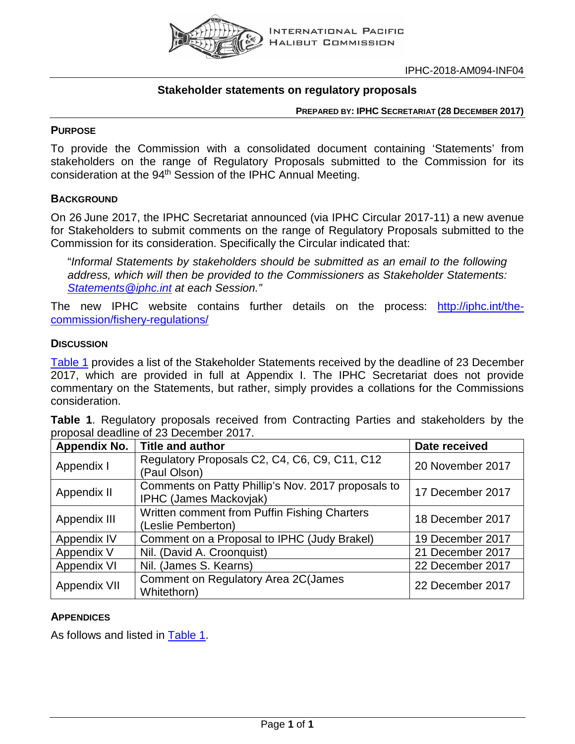IPHC-2018-AM094-INF04

# Stakeholder statements on regulatory proposals

**PREPARED BY: IPHC SECRETARIAT (28 DECEMBER 2017)**

## PURPOSE

To provide the Commission with a consolidated document containing 'Statements' from stakeholders on the range of Regulatory Proposals submitted to the Commission for its consideration at the 94th Session of the IPHC Annual Meeting.

## BACKGROUND

On 26 June 2017, the IPHC Secretariat announced (via IPHC Circular 2017-11) a new avenue for Stakeholders to submit comments on the range of Regulatory Proposals submitted to the Commission for its consideration. Specifically the Circular indicated that:

> "*Informal Statements by stakeholders should be submitted as an email to the following address, which will then be provided to the Commissioners as Stakeholder Statements: Statements@iphc.int at each Session."*

The new IPHC website contains further details on the process: http://iphc.int/the-commission/fishery-regulations/

## DISCUSSION

Table 1 provides a list of the Stakeholder Statements received by the deadline of 23 December 2017, which are provided in full at Appendix I. The IPHC Secretariat does not provide commentary on the Statements, but rather, simply provides a collations for the Commissions consideration.

**Table 1**. Regulatory proposals received from Contracting Parties and stakeholders by the proposal deadline of 23 December 2017.

| Appendix No. | Title and author | Date received |
|---|---|---|
| Appendix I | Regulatory Proposals C2, C4, C6, C9, C11, C12 (Paul Olson) | 20 November 2017 |
| Appendix II | Comments on Patty Phillip's Nov. 2017 proposals to IPHC (James Mackovjak) | 17 December 2017 |
| Appendix III | Written comment from Puffin Fishing Charters (Leslie Pemberton) | 18 December 2017 |
| Appendix IV | Comment on a Proposal to IPHC (Judy Brakel) | 19 December 2017 |
| Appendix V | Nil. (David A. Croonquist) | 21 December 2017 |
| Appendix VI | Nil. (James S. Kearns) | 22 December 2017 |
| Appendix VII | Comment on Regulatory Area 2C(James Whitethorn) | 22 December 2017 |

## APPENDICES

As follows and listed in Table 1.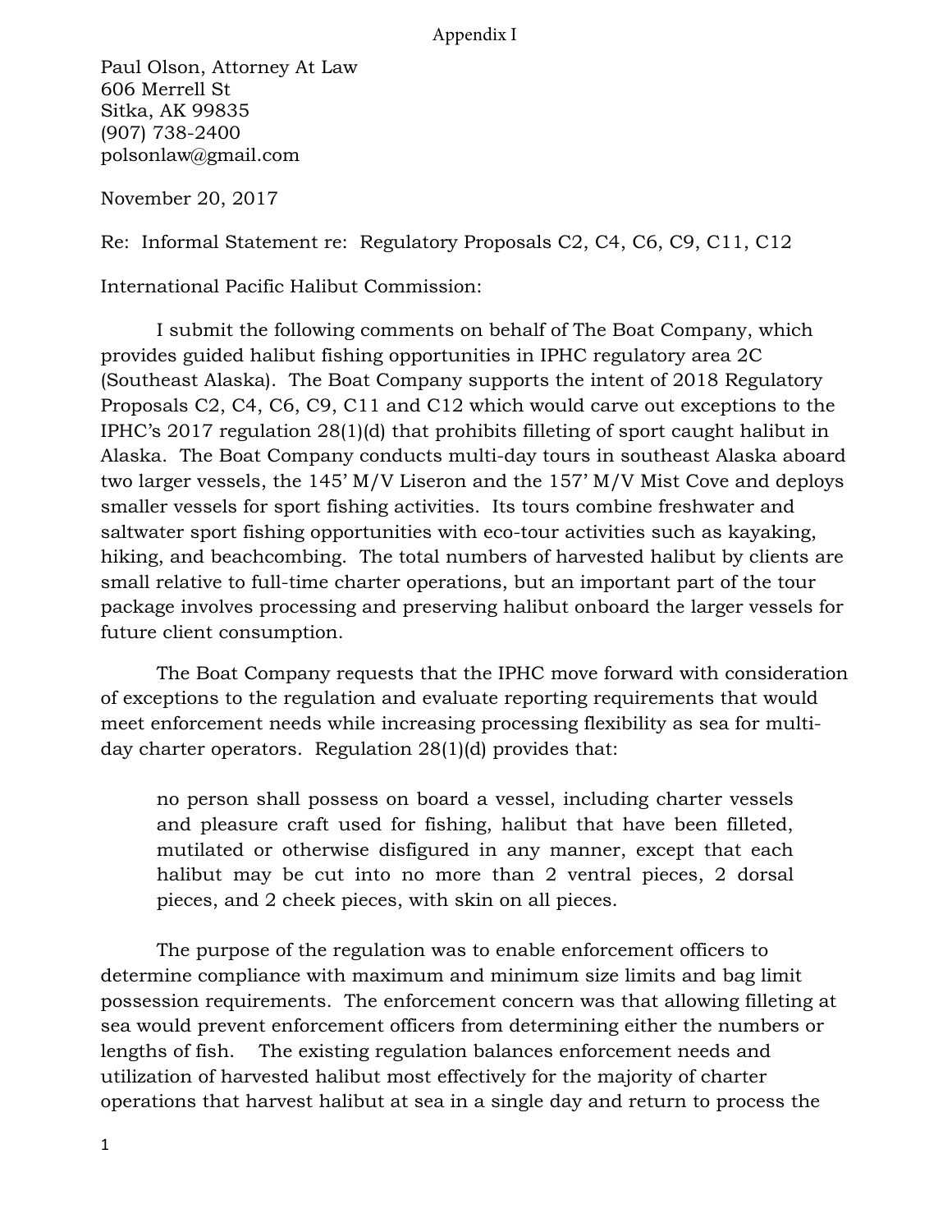Paul Olson, Attorney At Law
606 Merrell St
Sitka, AK 99835
(907) 738-2400
polsonlaw@gmail.com

November 20, 2017

Re: Informal Statement re: Regulatory Proposals C2, C4, C6, C9, C11, C12

International Pacific Halibut Commission:

I submit the following comments on behalf of The Boat Company, which provides guided halibut fishing opportunities in IPHC regulatory area 2C (Southeast Alaska). The Boat Company supports the intent of 2018 Regulatory Proposals C2, C4, C6, C9, C11 and C12 which would carve out exceptions to the IPHC's 2017 regulation 28(1)(d) that prohibits filleting of sport caught halibut in Alaska. The Boat Company conducts multi-day tours in southeast Alaska aboard two larger vessels, the 145' M/V Liseron and the 157' M/V Mist Cove and deploys smaller vessels for sport fishing activities. Its tours combine freshwater and saltwater sport fishing opportunities with eco-tour activities such as kayaking, hiking, and beachcombing. The total numbers of harvested halibut by clients are small relative to full-time charter operations, but an important part of the tour package involves processing and preserving halibut onboard the larger vessels for future client consumption.

The Boat Company requests that the IPHC move forward with consideration of exceptions to the regulation and evaluate reporting requirements that would meet enforcement needs while increasing processing flexibility as sea for multi-day charter operators. Regulation 28(1)(d) provides that:

> no person shall possess on board a vessel, including charter vessels and pleasure craft used for fishing, halibut that have been filleted, mutilated or otherwise disfigured in any manner, except that each halibut may be cut into no more than 2 ventral pieces, 2 dorsal pieces, and 2 cheek pieces, with skin on all pieces.

The purpose of the regulation was to enable enforcement officers to determine compliance with maximum and minimum size limits and bag limit possession requirements. The enforcement concern was that allowing filleting at sea would prevent enforcement officers from determining either the numbers or lengths of fish. The existing regulation balances enforcement needs and utilization of harvested halibut most effectively for the majority of charter operations that harvest halibut at sea in a single day and return to process the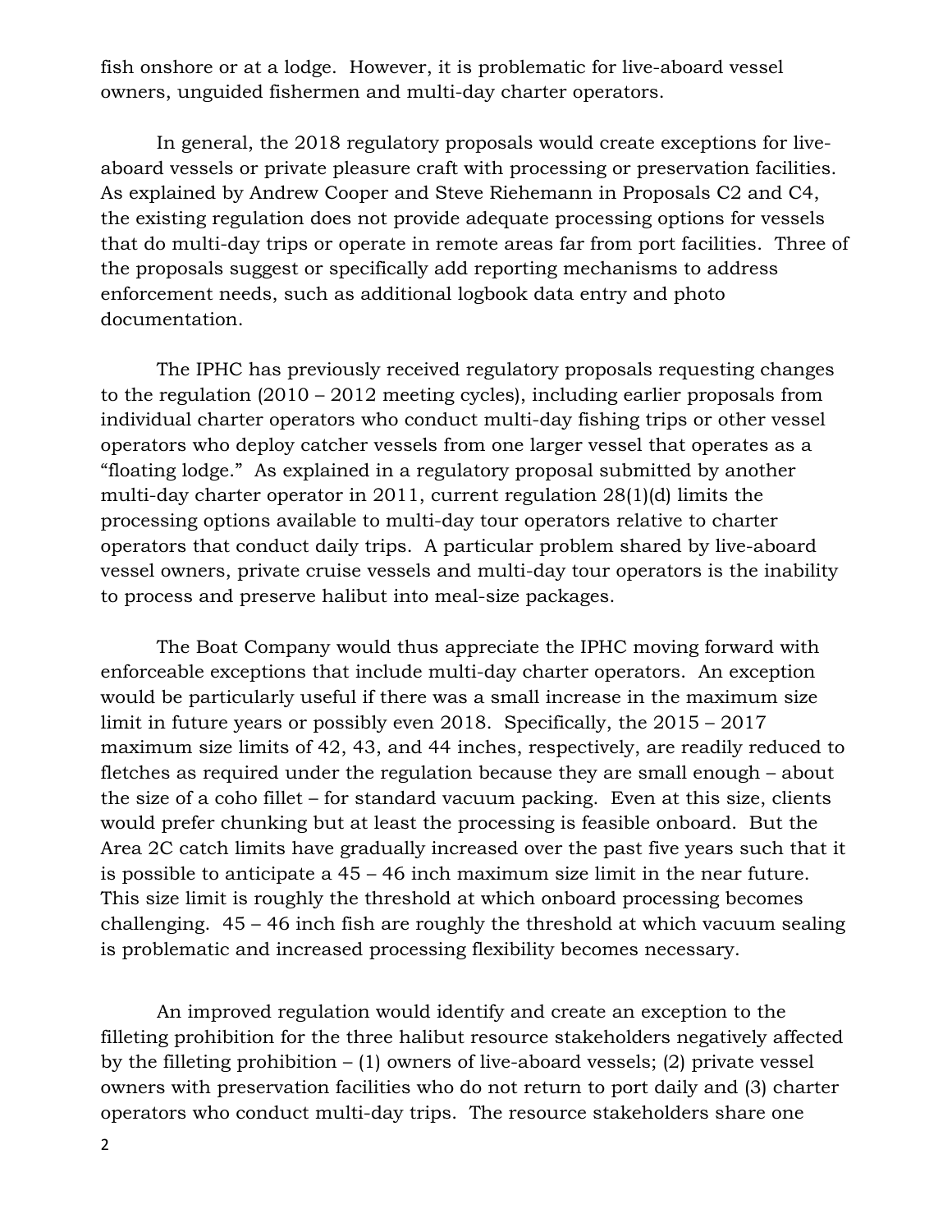fish onshore or at a lodge. However, it is problematic for live-aboard vessel owners, unguided fishermen and multi-day charter operators.

In general, the 2018 regulatory proposals would create exceptions for live-aboard vessels or private pleasure craft with processing or preservation facilities. As explained by Andrew Cooper and Steve Riehemann in Proposals C2 and C4, the existing regulation does not provide adequate processing options for vessels that do multi-day trips or operate in remote areas far from port facilities. Three of the proposals suggest or specifically add reporting mechanisms to address enforcement needs, such as additional logbook data entry and photo documentation.

The IPHC has previously received regulatory proposals requesting changes to the regulation (2010 – 2012 meeting cycles), including earlier proposals from individual charter operators who conduct multi-day fishing trips or other vessel operators who deploy catcher vessels from one larger vessel that operates as a "floating lodge." As explained in a regulatory proposal submitted by another multi-day charter operator in 2011, current regulation 28(1)(d) limits the processing options available to multi-day tour operators relative to charter operators that conduct daily trips. A particular problem shared by live-aboard vessel owners, private cruise vessels and multi-day tour operators is the inability to process and preserve halibut into meal-size packages.

The Boat Company would thus appreciate the IPHC moving forward with enforceable exceptions that include multi-day charter operators. An exception would be particularly useful if there was a small increase in the maximum size limit in future years or possibly even 2018. Specifically, the 2015 – 2017 maximum size limits of 42, 43, and 44 inches, respectively, are readily reduced to fletches as required under the regulation because they are small enough – about the size of a coho fillet – for standard vacuum packing. Even at this size, clients would prefer chunking but at least the processing is feasible onboard. But the Area 2C catch limits have gradually increased over the past five years such that it is possible to anticipate a 45 – 46 inch maximum size limit in the near future. This size limit is roughly the threshold at which onboard processing becomes challenging. 45 – 46 inch fish are roughly the threshold at which vacuum sealing is problematic and increased processing flexibility becomes necessary.

An improved regulation would identify and create an exception to the filleting prohibition for the three halibut resource stakeholders negatively affected by the filleting prohibition – (1) owners of live-aboard vessels; (2) private vessel owners with preservation facilities who do not return to port daily and (3) charter operators who conduct multi-day trips. The resource stakeholders share one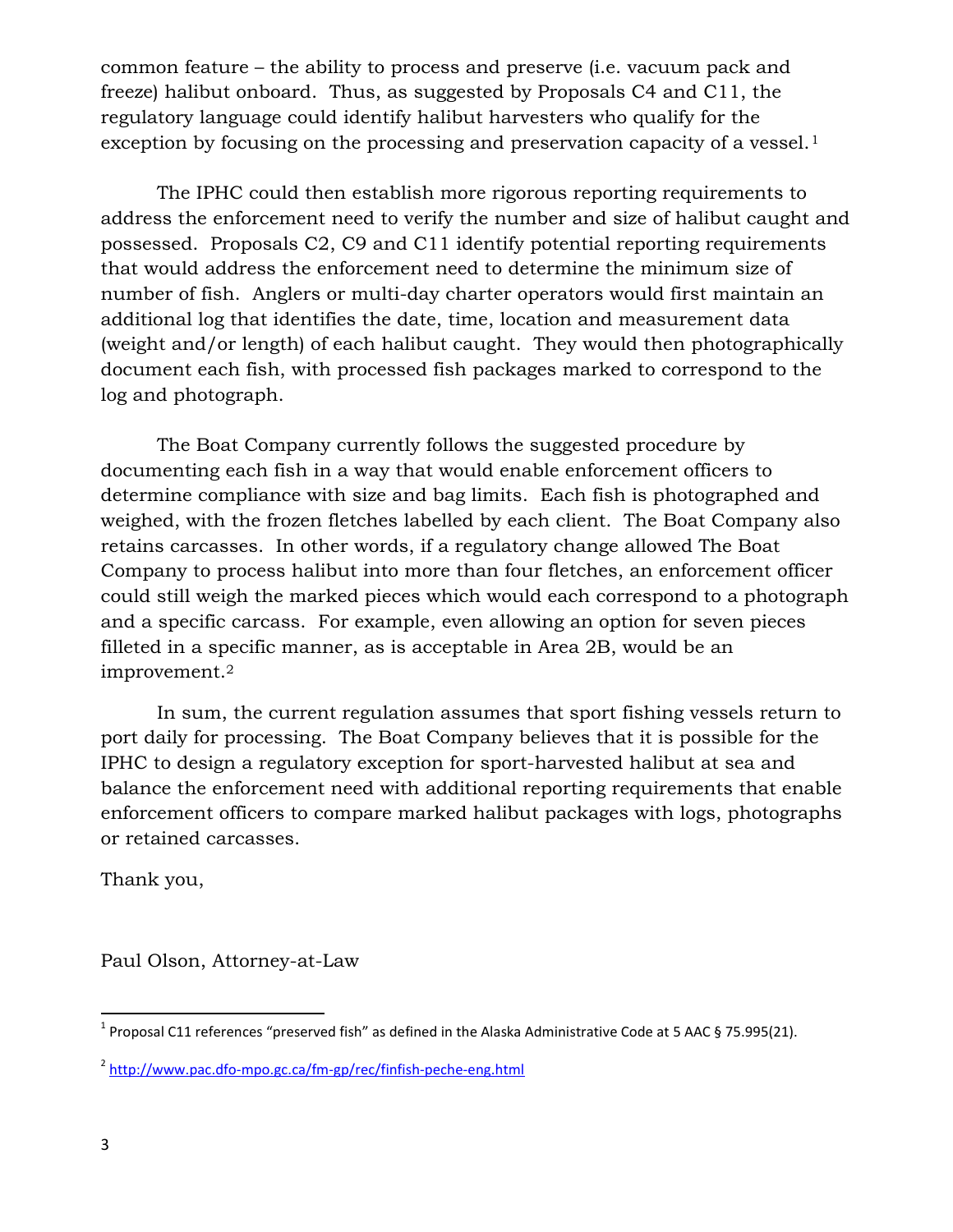common feature – the ability to process and preserve (i.e. vacuum pack and freeze) halibut onboard. Thus, as suggested by Proposals C4 and C11, the regulatory language could identify halibut harvesters who qualify for the exception by focusing on the processing and preservation capacity of a vessel.[1]

The IPHC could then establish more rigorous reporting requirements to address the enforcement need to verify the number and size of halibut caught and possessed. Proposals C2, C9 and C11 identify potential reporting requirements that would address the enforcement need to determine the minimum size of number of fish. Anglers or multi-day charter operators would first maintain an additional log that identifies the date, time, location and measurement data (weight and/or length) of each halibut caught. They would then photographically document each fish, with processed fish packages marked to correspond to the log and photograph.

The Boat Company currently follows the suggested procedure by documenting each fish in a way that would enable enforcement officers to determine compliance with size and bag limits. Each fish is photographed and weighed, with the frozen fletches labelled by each client. The Boat Company also retains carcasses. In other words, if a regulatory change allowed The Boat Company to process halibut into more than four fletches, an enforcement officer could still weigh the marked pieces which would each correspond to a photograph and a specific carcass. For example, even allowing an option for seven pieces filleted in a specific manner, as is acceptable in Area 2B, would be an improvement.[2]

In sum, the current regulation assumes that sport fishing vessels return to port daily for processing. The Boat Company believes that it is possible for the IPHC to design a regulatory exception for sport-harvested halibut at sea and balance the enforcement need with additional reporting requirements that enable enforcement officers to compare marked halibut packages with logs, photographs or retained carcasses.

Thank you,

Paul Olson, Attorney-at-Law

---

[1] Proposal C11 references "preserved fish" as defined in the Alaska Administrative Code at 5 AAC § 75.995(21).

[2] http://www.pac.dfo-mpo.gc.ca/fm-gp/rec/finfish-peche-eng.html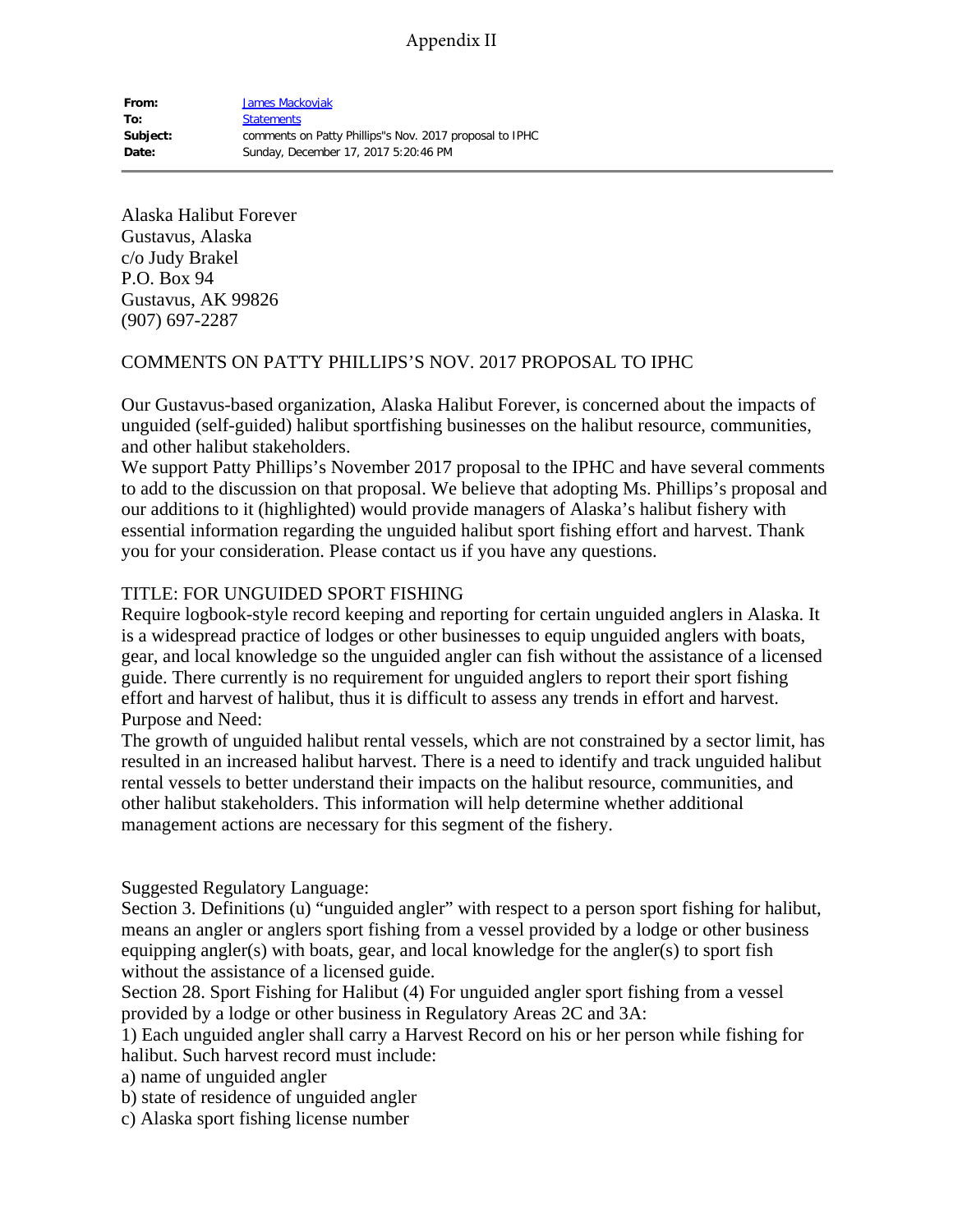Appendix II

| | |
|---|---|
| **From:** | James Mackovjak |
| **To:** | Statements |
| **Subject:** | comments on Patty Phillips"s Nov. 2017 proposal to IPHC |
| **Date:** | Sunday, December 17, 2017 5:20:46 PM |

---

Alaska Halibut Forever
Gustavus, Alaska
c/o Judy Brakel
P.O. Box 94
Gustavus, AK 99826
(907) 697-2287

COMMENTS ON PATTY PHILLIPS'S NOV. 2017 PROPOSAL TO IPHC

Our Gustavus-based organization, Alaska Halibut Forever, is concerned about the impacts of unguided (self-guided) halibut sportfishing businesses on the halibut resource, communities, and other halibut stakeholders.
We support Patty Phillips's November 2017 proposal to the IPHC and have several comments to add to the discussion on that proposal. We believe that adopting Ms. Phillips's proposal and our additions to it (highlighted) would provide managers of Alaska's halibut fishery with essential information regarding the unguided halibut sport fishing effort and harvest. Thank you for your consideration. Please contact us if you have any questions.

TITLE: FOR UNGUIDED SPORT FISHING
Require logbook-style record keeping and reporting for certain unguided anglers in Alaska. It is a widespread practice of lodges or other businesses to equip unguided anglers with boats, gear, and local knowledge so the unguided angler can fish without the assistance of a licensed guide. There currently is no requirement for unguided anglers to report their sport fishing effort and harvest of halibut, thus it is difficult to assess any trends in effort and harvest.
Purpose and Need:
The growth of unguided halibut rental vessels, which are not constrained by a sector limit, has resulted in an increased halibut harvest. There is a need to identify and track unguided halibut rental vessels to better understand their impacts on the halibut resource, communities, and other halibut stakeholders. This information will help determine whether additional management actions are necessary for this segment of the fishery.

Suggested Regulatory Language:
Section 3. Definitions (u) "unguided angler" with respect to a person sport fishing for halibut, means an angler or anglers sport fishing from a vessel provided by a lodge or other business equipping angler(s) with boats, gear, and local knowledge for the angler(s) to sport fish without the assistance of a licensed guide.
Section 28. Sport Fishing for Halibut (4) For unguided angler sport fishing from a vessel provided by a lodge or other business in Regulatory Areas 2C and 3A:
1) Each unguided angler shall carry a Harvest Record on his or her person while fishing for halibut. Such harvest record must include:
a) name of unguided angler
b) state of residence of unguided angler
c) Alaska sport fishing license number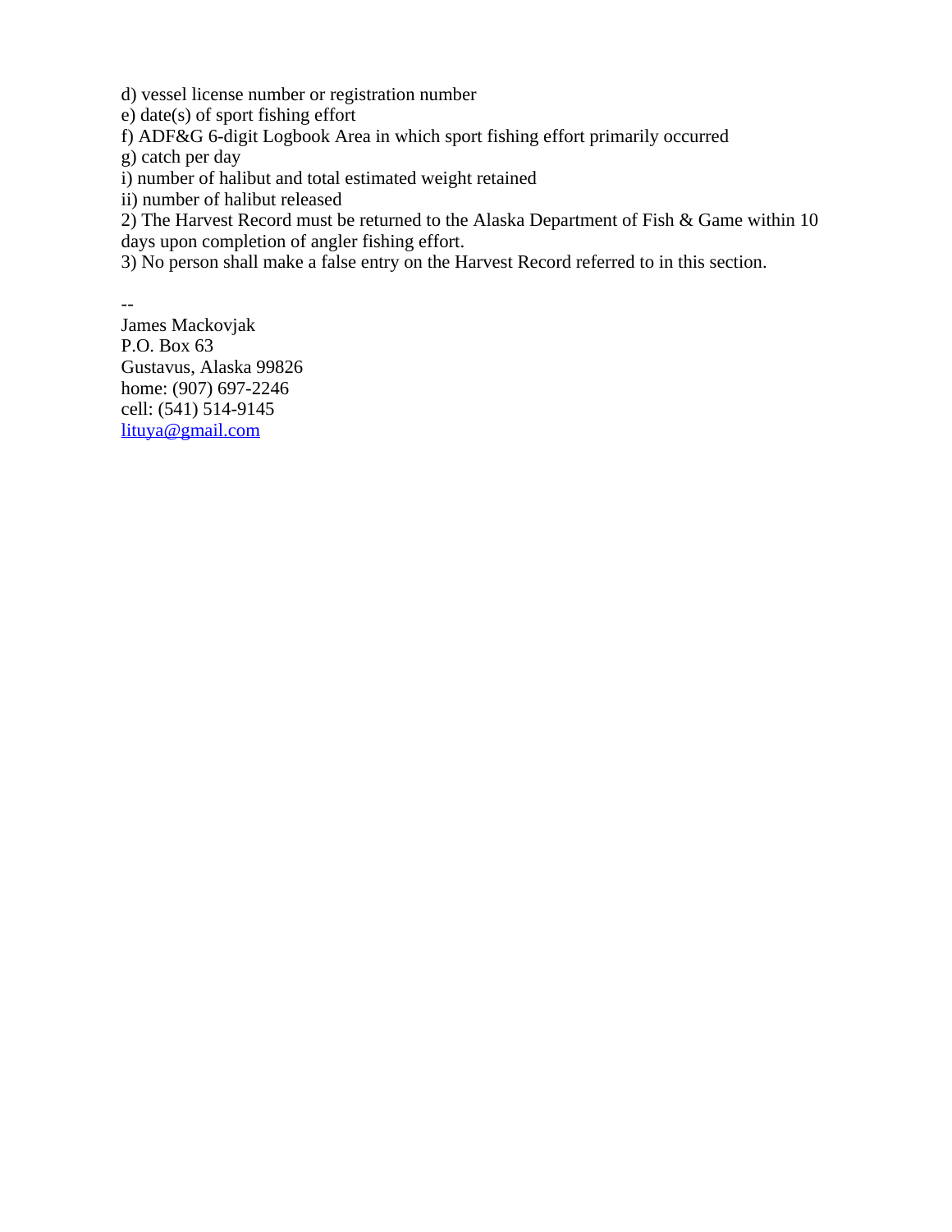d) vessel license number or registration number  
e) date(s) of sport fishing effort  
f) ADF&G 6-digit Logbook Area in which sport fishing effort primarily occurred  
g) catch per day  
i) number of halibut and total estimated weight retained  
ii) number of halibut released  
2) The Harvest Record must be returned to the Alaska Department of Fish & Game within 10 days upon completion of angler fishing effort.  
3) No person shall make a false entry on the Harvest Record referred to in this section.

--  
James Mackovjak  
P.O. Box 63  
Gustavus, Alaska 99826  
home: (907) 697-2246  
cell: (541) 514-9145  
lituya@gmail.com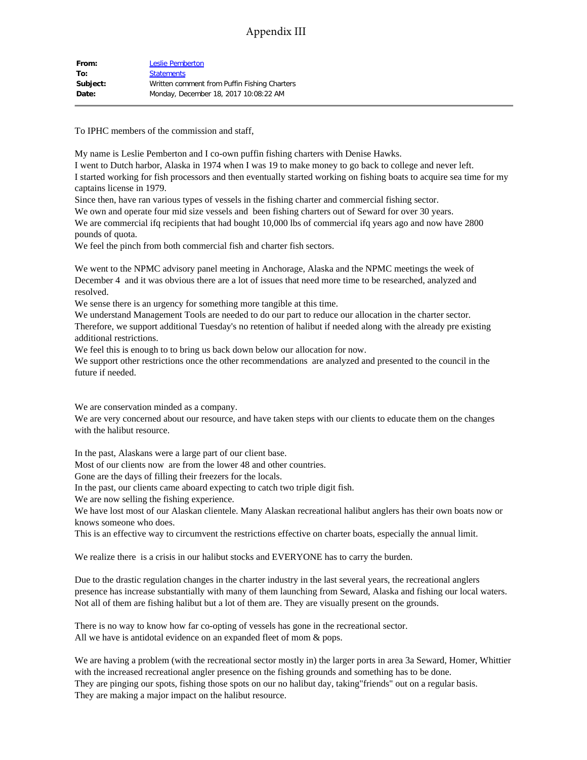# Appendix III

| | |
|---|---|
| **From:** | Leslie Pemberton |
| **To:** | Statements |
| **Subject:** | Written comment from Puffin Fishing Charters |
| **Date:** | Monday, December 18, 2017 10:08:22 AM |

To IPHC members of the commission and staff,

My name is Leslie Pemberton and I co-own puffin fishing charters with Denise Hawks.
I went to Dutch harbor, Alaska in 1974 when I was 19 to make money to go back to college and never left.
I started working for fish processors and then eventually started working on fishing boats to acquire sea time for my captains license in 1979.
Since then, have ran various types of vessels in the fishing charter and commercial fishing sector.
We own and operate four mid size vessels and been fishing charters out of Seward for over 30 years.
We are commercial ifq recipients that had bought 10,000 lbs of commercial ifq years ago and now have 2800 pounds of quota.
We feel the pinch from both commercial fish and charter fish sectors.

We went to the NPMC advisory panel meeting in Anchorage, Alaska and the NPMC meetings the week of December 4 and it was obvious there are a lot of issues that need more time to be researched, analyzed and resolved.
We sense there is an urgency for something more tangible at this time.
We understand Management Tools are needed to do our part to reduce our allocation in the charter sector.
Therefore, we support additional Tuesday's no retention of halibut if needed along with the already pre existing additional restrictions.
We feel this is enough to to bring us back down below our allocation for now.
We support other restrictions once the other recommendations are analyzed and presented to the council in the future if needed.

We are conservation minded as a company.
We are very concerned about our resource, and have taken steps with our clients to educate them on the changes with the halibut resource.

In the past, Alaskans were a large part of our client base.
Most of our clients now are from the lower 48 and other countries.
Gone are the days of filling their freezers for the locals.
In the past, our clients came aboard expecting to catch two triple digit fish.
We are now selling the fishing experience.
We have lost most of our Alaskan clientele. Many Alaskan recreational halibut anglers has their own boats now or knows someone who does.
This is an effective way to circumvent the restrictions effective on charter boats, especially the annual limit.

We realize there is a crisis in our halibut stocks and EVERYONE has to carry the burden.

Due to the drastic regulation changes in the charter industry in the last several years, the recreational anglers presence has increase substantially with many of them launching from Seward, Alaska and fishing our local waters. Not all of them are fishing halibut but a lot of them are. They are visually present on the grounds.

There is no way to know how far co-opting of vessels has gone in the recreational sector.
All we have is antidotal evidence on an expanded fleet of mom & pops.

We are having a problem (with the recreational sector mostly in) the larger ports in area 3a Seward, Homer, Whittier with the increased recreational angler presence on the fishing grounds and something has to be done.
They are pinging our spots, fishing those spots on our no halibut day, taking"friends" out on a regular basis.
They are making a major impact on the halibut resource.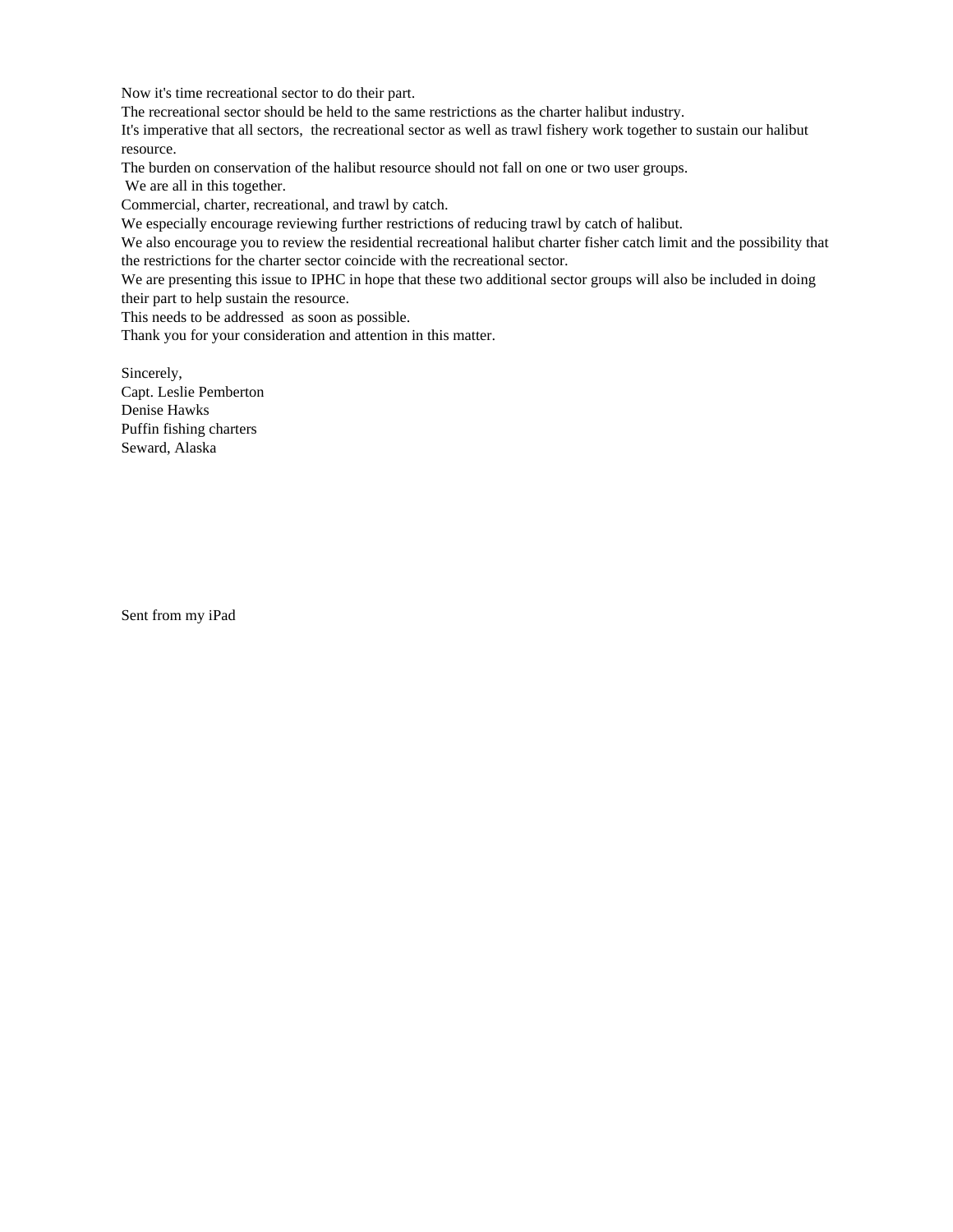Now it's time recreational sector to do their part.
The recreational sector should be held to the same restrictions as the charter halibut industry.
It's imperative that all sectors, the recreational sector as well as trawl fishery work together to sustain our halibut resource.
The burden on conservation of the halibut resource should not fall on one or two user groups.
We are all in this together.
Commercial, charter, recreational, and trawl by catch.
We especially encourage reviewing further restrictions of reducing trawl by catch of halibut.
We also encourage you to review the residential recreational halibut charter fisher catch limit and the possibility that the restrictions for the charter sector coincide with the recreational sector.
We are presenting this issue to IPHC in hope that these two additional sector groups will also be included in doing their part to help sustain the resource.
This needs to be addressed as soon as possible.
Thank you for your consideration and attention in this matter.

Sincerely,
Capt. Leslie Pemberton
Denise Hawks
Puffin fishing charters
Seward, Alaska

Sent from my iPad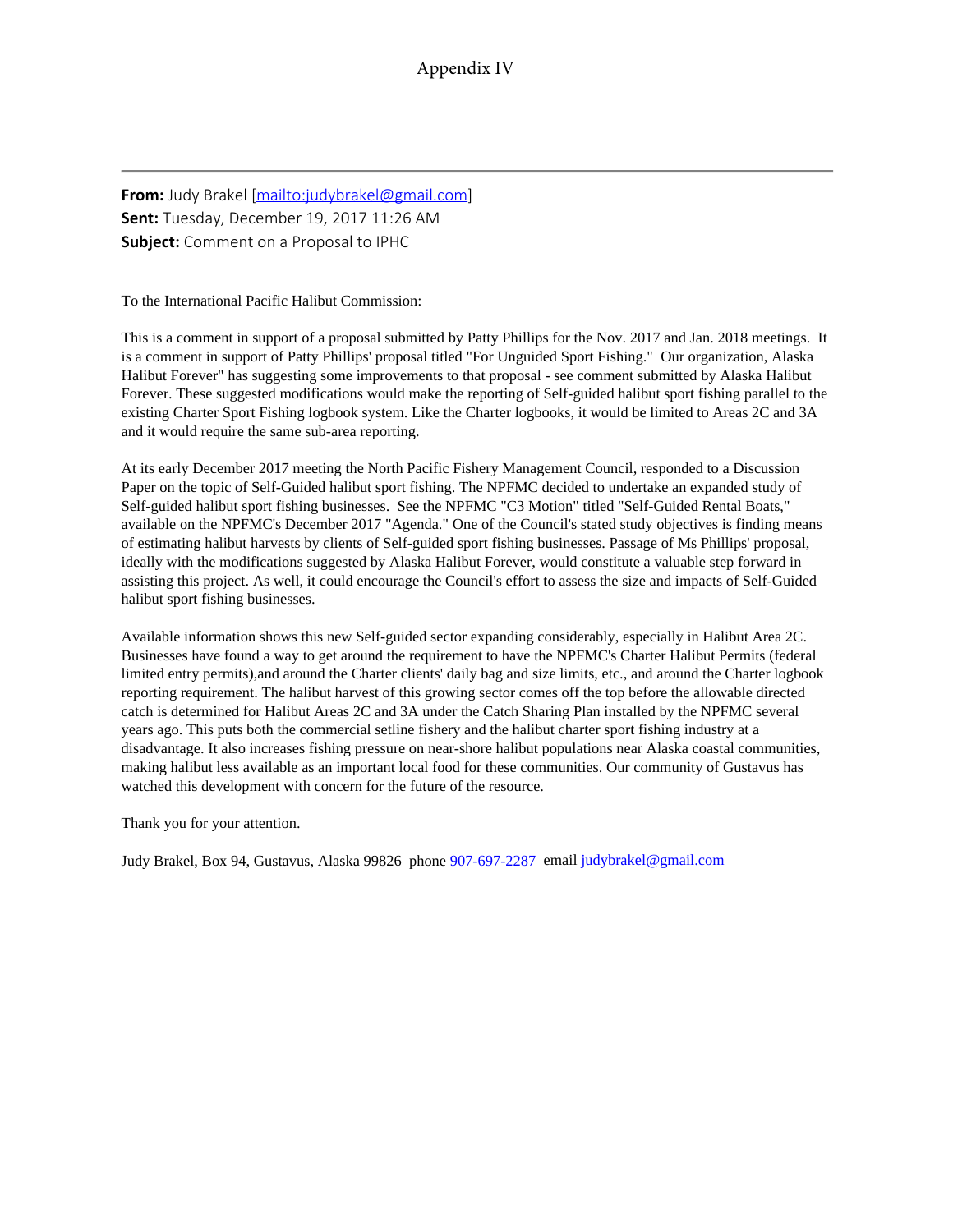# Appendix IV

---

**From:** Judy Brakel [mailto:judybrakel@gmail.com]
**Sent:** Tuesday, December 19, 2017 11:26 AM
**Subject:** Comment on a Proposal to IPHC

To the International Pacific Halibut Commission:

This is a comment in support of a proposal submitted by Patty Phillips for the Nov. 2017 and Jan. 2018 meetings. It is a comment in support of Patty Phillips' proposal titled "For Unguided Sport Fishing." Our organization, Alaska Halibut Forever" has suggesting some improvements to that proposal - see comment submitted by Alaska Halibut Forever. These suggested modifications would make the reporting of Self-guided halibut sport fishing parallel to the existing Charter Sport Fishing logbook system. Like the Charter logbooks, it would be limited to Areas 2C and 3A and it would require the same sub-area reporting.

At its early December 2017 meeting the North Pacific Fishery Management Council, responded to a Discussion Paper on the topic of Self-Guided halibut sport fishing. The NPFMC decided to undertake an expanded study of Self-guided halibut sport fishing businesses. See the NPFMC "C3 Motion" titled "Self-Guided Rental Boats," available on the NPFMC's December 2017 "Agenda." One of the Council's stated study objectives is finding means of estimating halibut harvests by clients of Self-guided sport fishing businesses. Passage of Ms Phillips' proposal, ideally with the modifications suggested by Alaska Halibut Forever, would constitute a valuable step forward in assisting this project. As well, it could encourage the Council's effort to assess the size and impacts of Self-Guided halibut sport fishing businesses.

Available information shows this new Self-guided sector expanding considerably, especially in Halibut Area 2C. Businesses have found a way to get around the requirement to have the NPFMC's Charter Halibut Permits (federal limited entry permits),and around the Charter clients' daily bag and size limits, etc., and around the Charter logbook reporting requirement. The halibut harvest of this growing sector comes off the top before the allowable directed catch is determined for Halibut Areas 2C and 3A under the Catch Sharing Plan installed by the NPFMC several years ago. This puts both the commercial setline fishery and the halibut charter sport fishing industry at a disadvantage. It also increases fishing pressure on near-shore halibut populations near Alaska coastal communities, making halibut less available as an important local food for these communities. Our community of Gustavus has watched this development with concern for the future of the resource.

Thank you for your attention.

Judy Brakel, Box 94, Gustavus, Alaska 99826 phone 907-697-2287 email judybrakel@gmail.com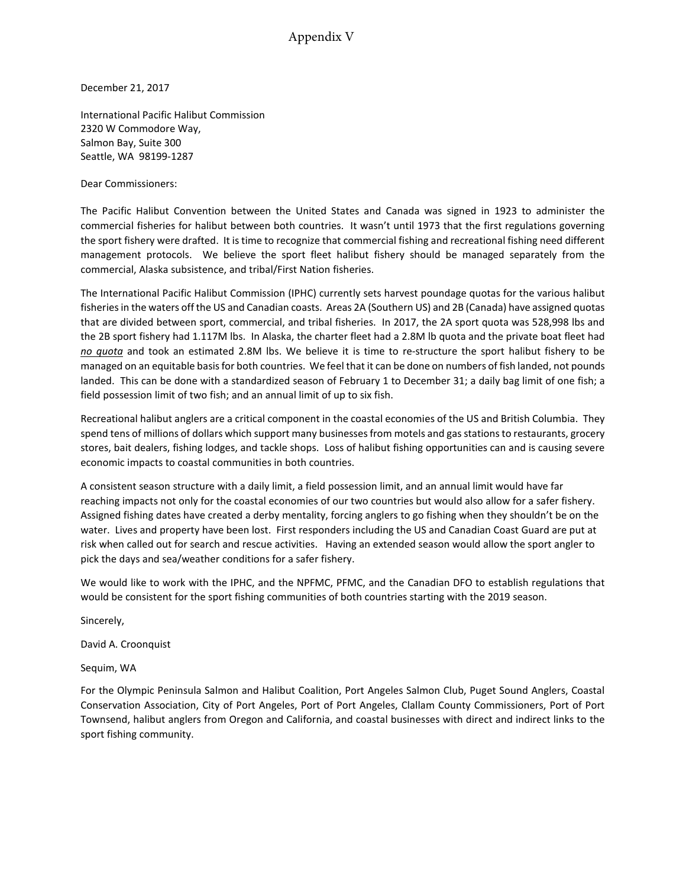# Appendix V

December 21, 2017

International Pacific Halibut Commission
2320 W Commodore Way,
Salmon Bay, Suite 300
Seattle, WA 98199-1287

Dear Commissioners:

The Pacific Halibut Convention between the United States and Canada was signed in 1923 to administer the commercial fisheries for halibut between both countries. It wasn't until 1973 that the first regulations governing the sport fishery were drafted. It is time to recognize that commercial fishing and recreational fishing need different management protocols. We believe the sport fleet halibut fishery should be managed separately from the commercial, Alaska subsistence, and tribal/First Nation fisheries.

The International Pacific Halibut Commission (IPHC) currently sets harvest poundage quotas for the various halibut fisheries in the waters off the US and Canadian coasts. Areas 2A (Southern US) and 2B (Canada) have assigned quotas that are divided between sport, commercial, and tribal fisheries. In 2017, the 2A sport quota was 528,998 lbs and the 2B sport fishery had 1.117M lbs. In Alaska, the charter fleet had a 2.8M lb quota and the private boat fleet had ***no quota*** and took an estimated 2.8M lbs. We believe it is time to re-structure the sport halibut fishery to be managed on an equitable basis for both countries. We feel that it can be done on numbers of fish landed, not pounds landed. This can be done with a standardized season of February 1 to December 31; a daily bag limit of one fish; a field possession limit of two fish; and an annual limit of up to six fish.

Recreational halibut anglers are a critical component in the coastal economies of the US and British Columbia. They spend tens of millions of dollars which support many businesses from motels and gas stations to restaurants, grocery stores, bait dealers, fishing lodges, and tackle shops. Loss of halibut fishing opportunities can and is causing severe economic impacts to coastal communities in both countries.

A consistent season structure with a daily limit, a field possession limit, and an annual limit would have far reaching impacts not only for the coastal economies of our two countries but would also allow for a safer fishery. Assigned fishing dates have created a derby mentality, forcing anglers to go fishing when they shouldn't be on the water. Lives and property have been lost. First responders including the US and Canadian Coast Guard are put at risk when called out for search and rescue activities. Having an extended season would allow the sport angler to pick the days and sea/weather conditions for a safer fishery.

We would like to work with the IPHC, and the NPFMC, PFMC, and the Canadian DFO to establish regulations that would be consistent for the sport fishing communities of both countries starting with the 2019 season.

Sincerely,

David A. Croonquist

Sequim, WA

For the Olympic Peninsula Salmon and Halibut Coalition, Port Angeles Salmon Club, Puget Sound Anglers, Coastal Conservation Association, City of Port Angeles, Port of Port Angeles, Clallam County Commissioners, Port of Port Townsend, halibut anglers from Oregon and California, and coastal businesses with direct and indirect links to the sport fishing community.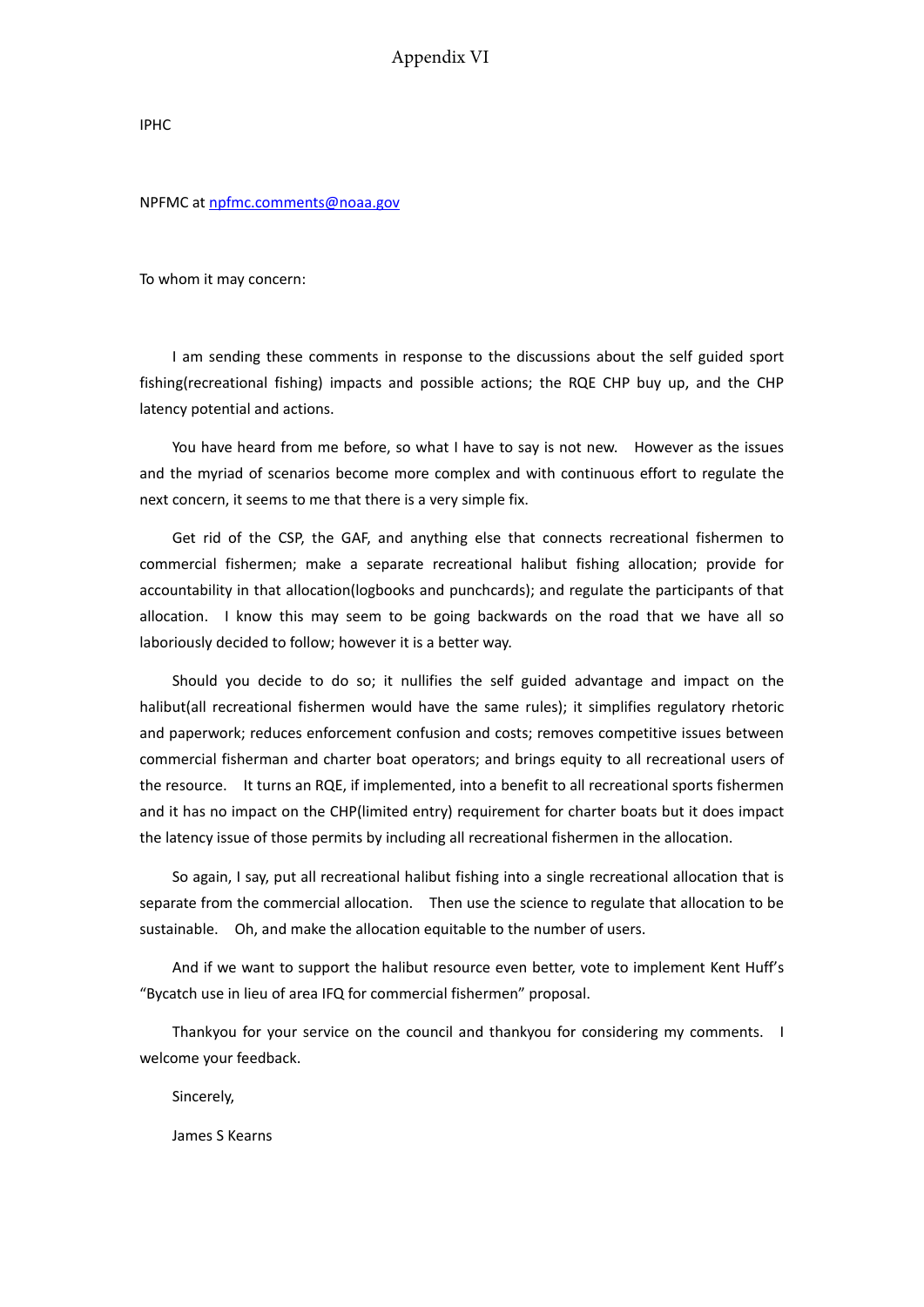# Appendix VI

IPHC

NPFMC at npfmc.comments@noaa.gov

To whom it may concern:

I am sending these comments in response to the discussions about the self guided sport fishing(recreational fishing) impacts and possible actions; the RQE CHP buy up, and the CHP latency potential and actions.

You have heard from me before, so what I have to say is not new. However as the issues and the myriad of scenarios become more complex and with continuous effort to regulate the next concern, it seems to me that there is a very simple fix.

Get rid of the CSP, the GAF, and anything else that connects recreational fishermen to commercial fishermen; make a separate recreational halibut fishing allocation; provide for accountability in that allocation(logbooks and punchcards); and regulate the participants of that allocation. I know this may seem to be going backwards on the road that we have all so laboriously decided to follow; however it is a better way.

Should you decide to do so; it nullifies the self guided advantage and impact on the halibut(all recreational fishermen would have the same rules); it simplifies regulatory rhetoric and paperwork; reduces enforcement confusion and costs; removes competitive issues between commercial fisherman and charter boat operators; and brings equity to all recreational users of the resource. It turns an RQE, if implemented, into a benefit to all recreational sports fishermen and it has no impact on the CHP(limited entry) requirement for charter boats but it does impact the latency issue of those permits by including all recreational fishermen in the allocation.

So again, I say, put all recreational halibut fishing into a single recreational allocation that is separate from the commercial allocation. Then use the science to regulate that allocation to be sustainable. Oh, and make the allocation equitable to the number of users.

And if we want to support the halibut resource even better, vote to implement Kent Huff's "Bycatch use in lieu of area IFQ for commercial fishermen" proposal.

Thankyou for your service on the council and thankyou for considering my comments. I welcome your feedback.

Sincerely,

James S Kearns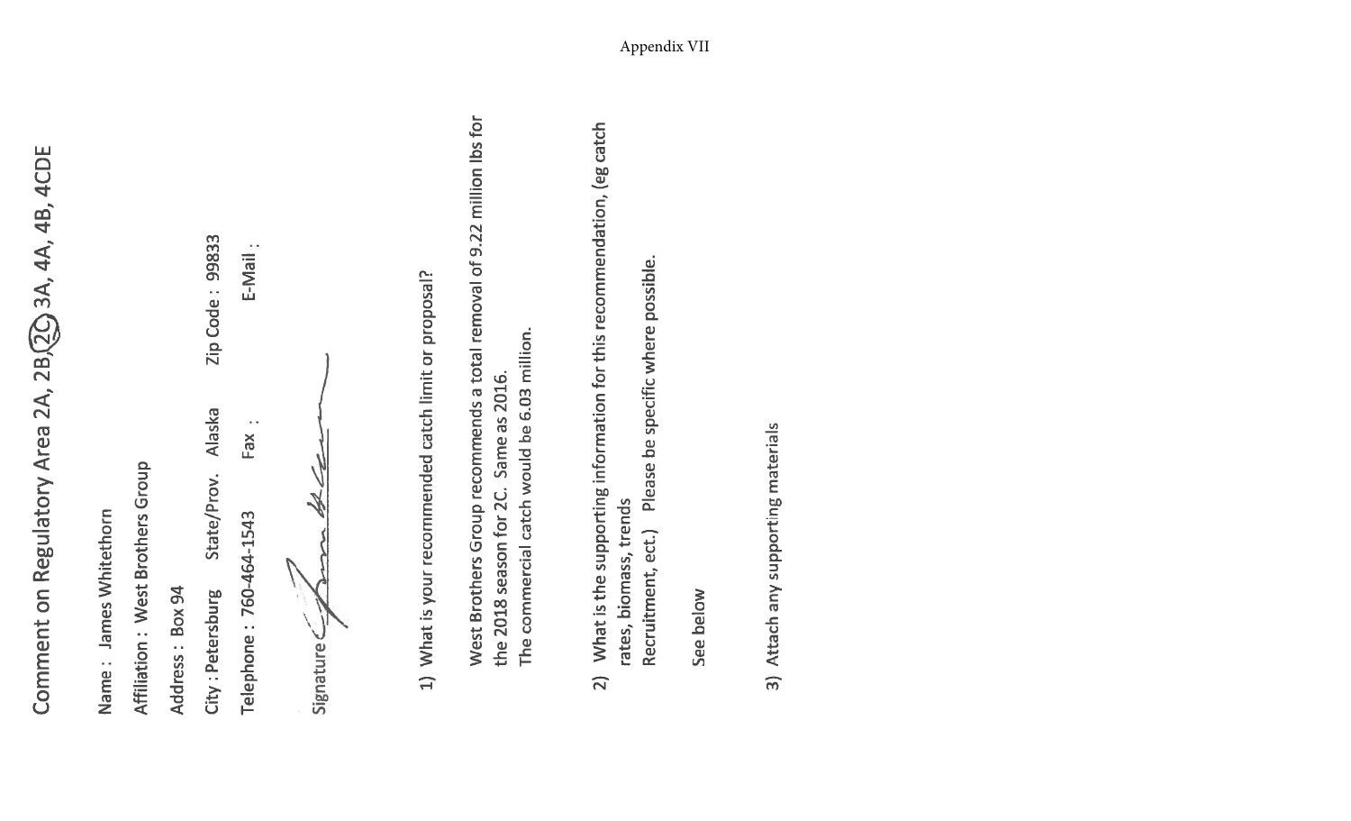# Comment on Regulatory Area 2A, 2B, (2C) 3A, 4A, 4B, 4CDE

Name : James Whitethorn

Affiliation : West Brothers Group

Address : Box 94

City : Petersburg State/Prov. Alaska Zip Code : 99833

Telephone : 760-464-1543 Fax : E-Mail :

Signature

1) What is your recommended catch limit or proposal?

West Brothers Group recommends a total removal of 9.22 million lbs for the 2018 season for 2C. Same as 2016.
The commercial catch would be 6.03 million.

2) What is the supporting information for this recommendation, (eg catch rates, biomass, trends Recruitment, ect.) Please be specific where possible.

See below

3) Attach any supporting materials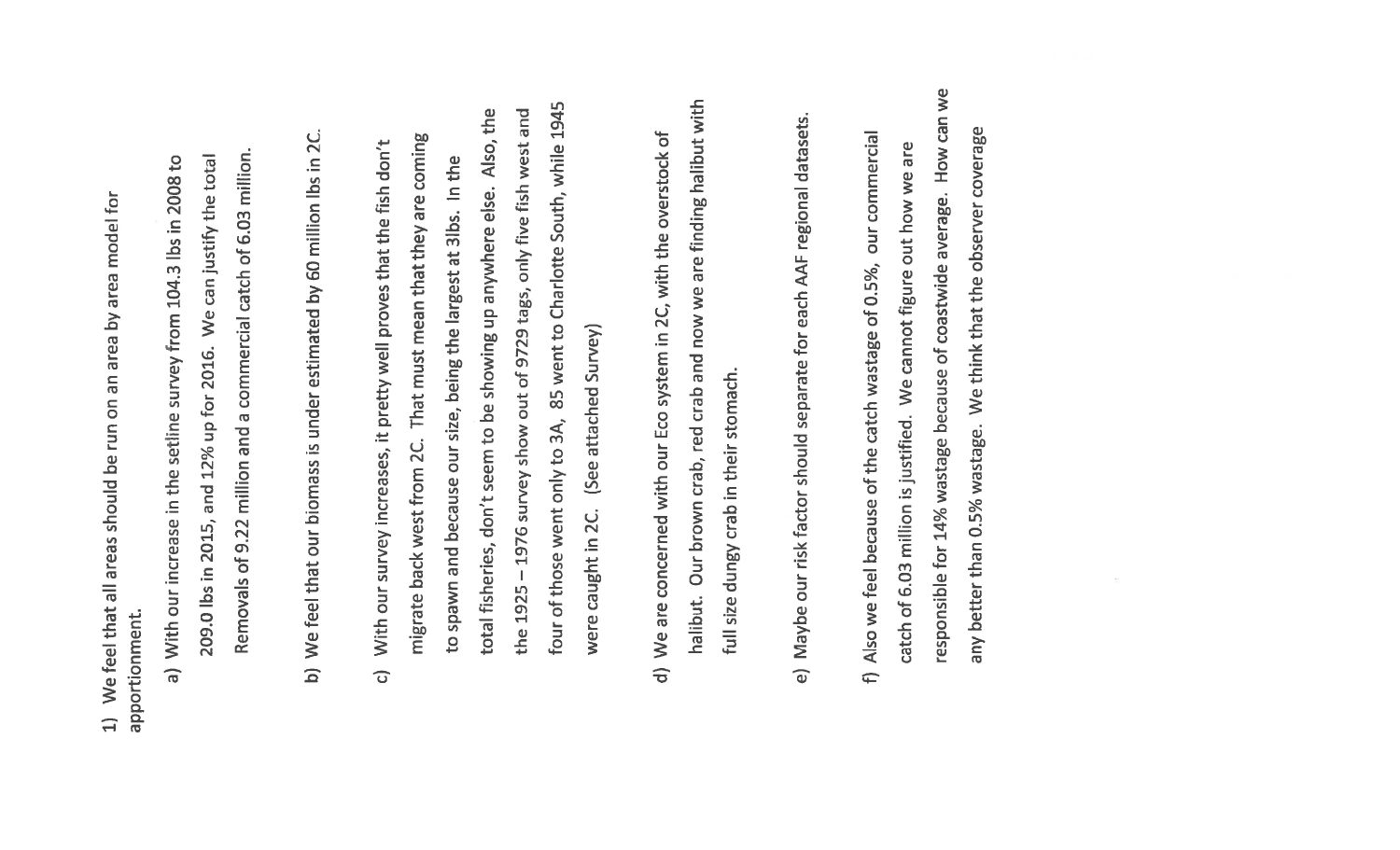1) We feel that all areas should be run on an area by area model for apportionment.

   a) With our increase in the setline survey from 104.3 lbs in 2008 to 209.0 lbs in 2015, and 12% up for 2016. We can justify the total Removals of 9.22 million and a commercial catch of 6.03 million.

   b) We feel that our biomass is under estimated by 60 million lbs in 2C.

   c) With our survey increases, it pretty well proves that the fish don't migrate back west from 2C. That must mean that they are coming to spawn and because our size, being the largest at 3lbs. In the total fisheries, don't seem to be showing up anywhere else. Also, the the 1925 – 1976 survey show out of 9729 tags, only five fish west and four of those went only to 3A, 85 went to Charlotte South, while 1945 were caught in 2C. (See attached Survey)

   d) We are concerned with our Eco system in 2C, with the overstock of halibut. Our brown crab, red crab and now we are finding halibut with full size dungy crab in their stomach.

   e) Maybe our risk factor should separate for each AAF regional datasets.

   f) Also we feel because of the catch wastage of 0.5%, our commercial catch of 6.03 million is justified. We cannot figure out how we are responsible for 14% wastage because of coastwide average. How can we any better than 0.5% wastage. We think that the observer coverage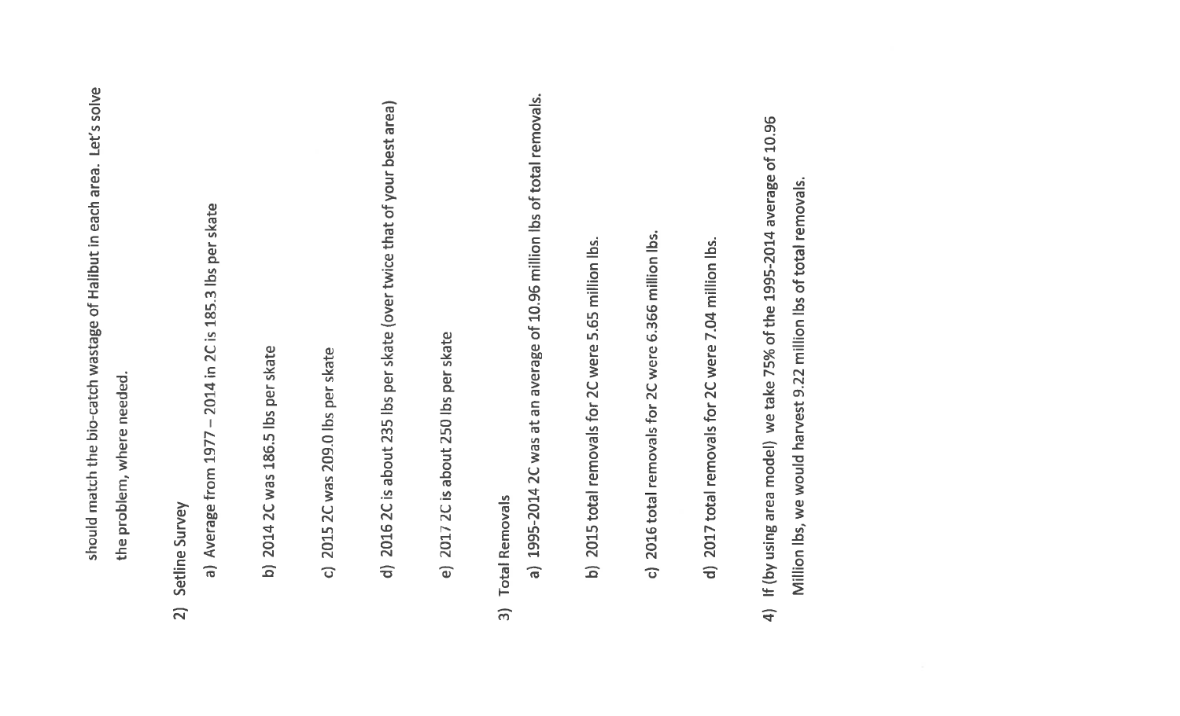should match the bio-catch wastage of Halibut in each area. Let's solve the problem, where needed.

2) Setline Survey
   a) Average from 1977 – 2014 in 2C is 185.3 lbs per skate

   b) 2014 2C was 186.5 lbs per skate

   c) 2015 2C was 209.0 lbs per skate

   d) 2016 2C is about 235 lbs per skate (over twice that of your best area)

   e) 2017 2C is about 250 lbs per skate

3) Total Removals
   a) 1995-2014 2C was at an average of 10.96 million lbs of total removals.

   b) 2015 total removals for 2C were 5.65 million lbs.

   c) 2016 total removals for 2C were 6.366 million lbs.

   d) 2017 total removals for 2C were 7.04 million lbs.

4) If (by using area model) we take 75% of the 1995-2014 average of 10.96 Million lbs, we would harvest 9.22 million lbs of total removals.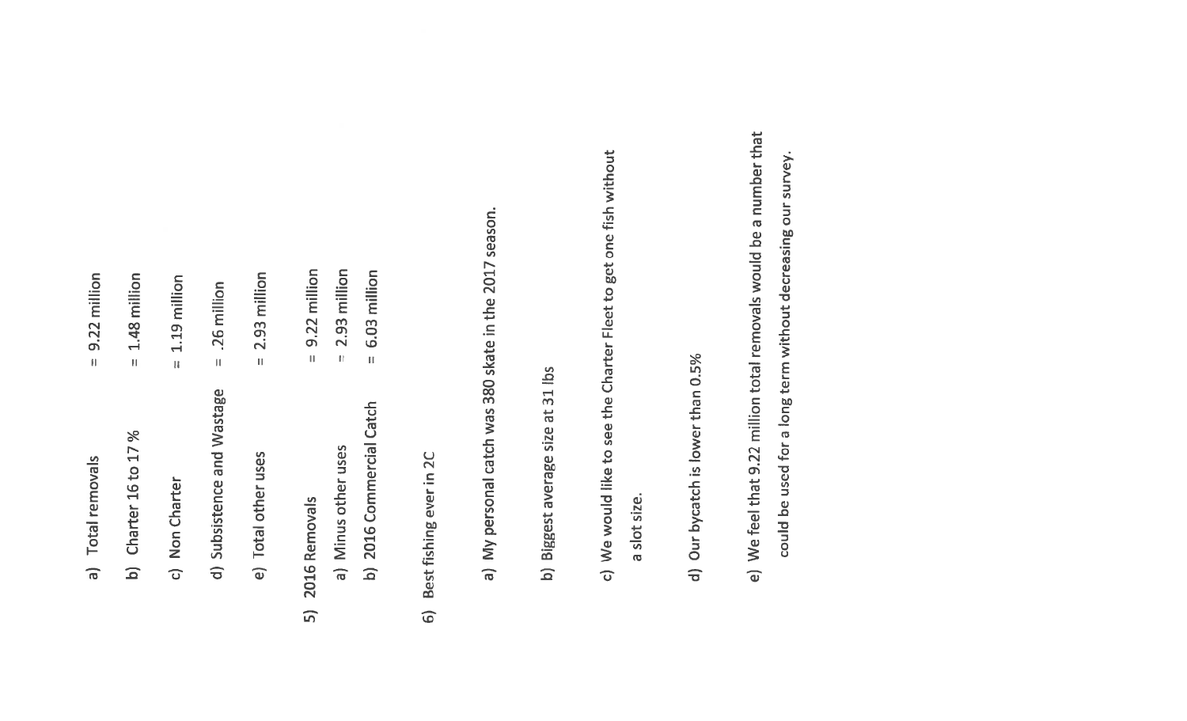a) Total removals = 9.22 million

b) Charter 16 to 17 % = 1.48 million

c) Non Charter = 1.19 million

d) Subsistence and Wastage = .26 million

e) Total other uses = 2.93 million

5) 2016 Removals = 9.22 million

a) Minus other uses = 2.93 million

b) 2016 Commercial Catch = 6.03 million

6) Best fishing ever in 2C

a) My personal catch was 380 skate in the 2017 season.

b) Biggest average size at 31 lbs

c) We would like to see the Charter Fleet to get one fish without a slot size.

d) Our bycatch is lower than 0.5%

e) We feel that 9.22 million total removals would be a number that could be used for a long term without decreasing our survey.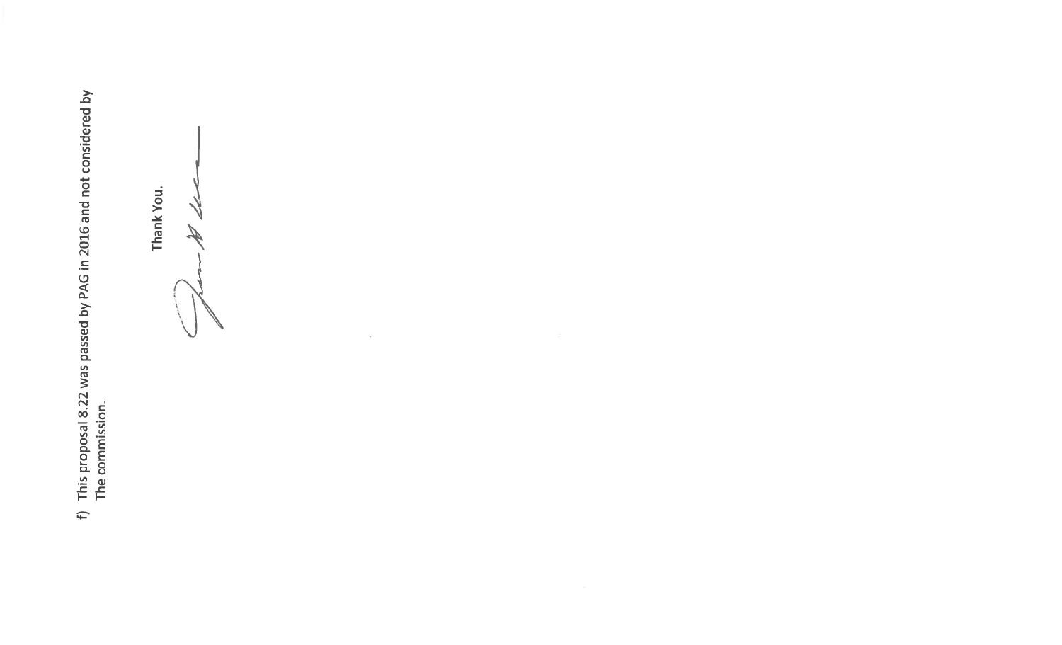f) This proposal 8.22 was passed by PAG in 2016 and not considered by The commission.

Thank You.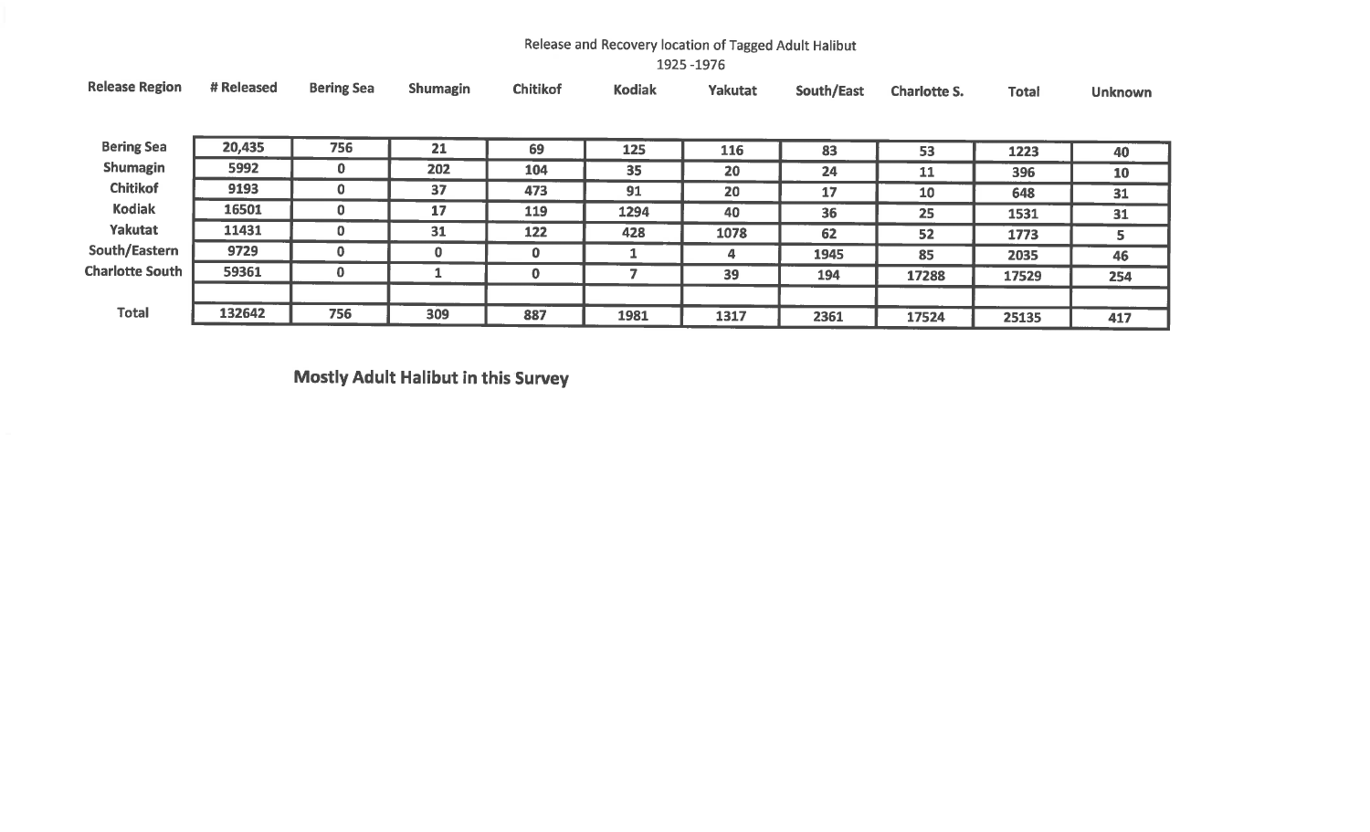Release and Recovery location of Tagged Adult Halibut

1925 -1976

| Release Region | # Released | Bering Sea | Shumagin | Chitikof | Kodiak | Yakutat | South/East | Charlotte S. | Total | Unknown |
|---|---|---|---|---|---|---|---|---|---|---|
| Bering Sea | 20,435 | 756 | 21 | 69 | 125 | 116 | 83 | 53 | 1223 | 40 |
| Shumagin | 5992 | 0 | 202 | 104 | 35 | 20 | 24 | 11 | 396 | 10 |
| Chitikof | 9193 | 0 | 37 | 473 | 91 | 20 | 17 | 10 | 648 | 31 |
| Kodiak | 16501 | 0 | 17 | 119 | 1294 | 40 | 36 | 25 | 1531 | 31 |
| Yakutat | 11431 | 0 | 31 | 122 | 428 | 1078 | 62 | 52 | 1773 | 5 |
| South/Eastern | 9729 | 0 | 0 | 0 | 1 | 4 | 1945 | 85 | 2035 | 46 |
| Charlotte South | 59361 | 0 | 1 | 0 | 7 | 39 | 194 | 17288 | 17529 | 254 |
| | | | | | | | | | | |
| Total | 132642 | 756 | 309 | 887 | 1981 | 1317 | 2361 | 17524 | 25135 | 417 |

**Mostly Adult Halibut in this Survey**